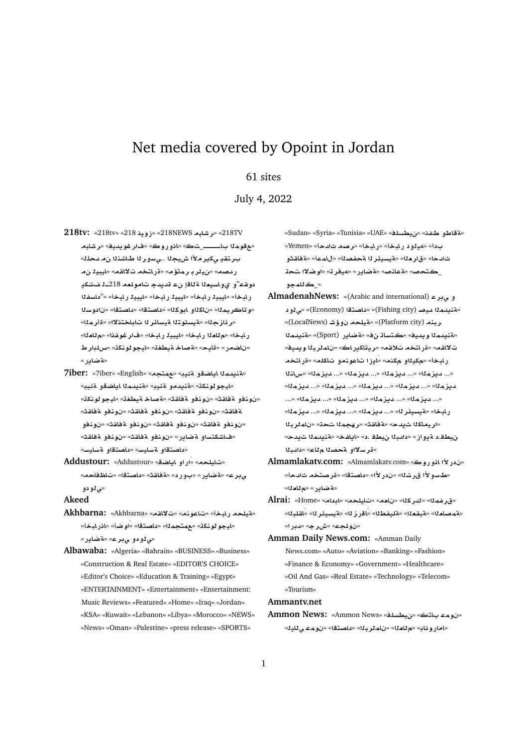# Net media covered by Opoint in Jordan

61 sites

July 4, 2022

**218tv:** «218TV» «مباشر 218NEWS» «218 نيوز» «218tv» «مباشر» «فيديوغراف» «كورونا» «كتـــــــاب_الموقع» «الحذر من النشاط الروسي.. الجيش الأمريكي يقترب» «من ليبيا» «مقالات مختارة» «مؤتمر برلين» «مصدر» «يكشف لـ218 معلومات جديدة عن إقالة العيساوي و"عقود الفساد"» «أخبار ليبيا» «أخبار ليبيا» «أخبار ليبيا» «أخبار» «السودان» «اقتصاد» «اقتصاد» «الكوبا والكان» «الميركاتو» «المرأة» «الانتخابات الرئاسية التونسية» «الجزائر» «العالم» «انفوغراف» «اخبار ليبيا» «اخبار العالم» «اخبار» «طرابلس» «تكنولوجيا» «تغطية خاصة» «حياة» «رمضان» «رياضة»

**7iber:** «7iber» «English» «مجتمع» «بيئة وقضايا المدينة» «بيئة وقضايا المدينة» «بيئة ومدينة» «تكنولوجيا» «تكنولوجيا» «تغطية خاصة» «ثقافة» «ثقافة وفنون» «ثقافة وفنون» «ثقافة وفنون» «ثقافة وفنون» «ثقافة وفنون» «ثقافة وفنون» «ثقافة وفنون» «ثقافة وفنون» «ثقافة وفنون» «رياضة» «ثقافة وفنون» «رياضة واستكشاف» «سياسة» «سياسة واقتصاد»

**Addustour:** «Addustour» «قضايا وآراء» «محليات» «محافظات» «اقتصاد» «ثقافة» «دروب» «رياضة» «عربي ودولي»

**Akeed**

**Akhbarna:** «Akhbarna» «مقالات» «منوعات» «أخبار محلية» «أخبارنا» «أضواء» «اقتصاد» «المجتمع» «تكنولوجيا» «رياضة» «عربي ودولي»

**Albawaba:** «Algeria» «Bahrain» «BUSINESS» «Business» «Construction & Real Estate» «EDITOR'S CHOICE» «Editor's Choice» «Education & Training» «Egypt» «ENTERTAINMENT» «Entertainment» «Entertainment: Music Reviews» «Featured» «Home» «Iraq» «Jordan» «KSA» «Kuwait» «Lebanon» «Libya» «Morocco» «NEWS» «News» «Oman» «Palestine» «press release» «SPORTS» «Sudan» «Syria» «Tunisia» «UAE» «فلسطين» «نفط وطاقة» «Yemen» «أحداث مصر» «أخبار» «أخبار دولية» «أدب وثقافة» «أعمال» «الصفحة الرئيسية» «العراق» «احداث» «تحت الضوء» «ترفيه» «رياضة» «صناعة» «صحتكـ_وجمالكـ_»

**AlmadenahNews:** «عربي و (Arabic and international)» «صيد المدينة (Fishing city)» «اقتصاد (Economy)» «دولي» «منبر (Platform city)» «شؤون محلية (LocalNews)» «رياضة (Sport)» «فيديو فن كاستك» «فيديو المدينة» «فيديو البرلمان» «كاريكاتير» «مقالات مختارة» «ملكات منوعات ازيا» «منكم واليكم» «أخبار» «المزيد ...» «المزيد ...» «المزيد ...» «المزيد ...» «المزيد ...» «المزيد ...» «المزيد ...» «المزيد ...» «المزيد ...» «المزيد ...» «المزيد ...» «المزيد ...» «المزيد ...» «المزيد ...» «الرئيسية» «أخبار» «البرلمان» «تحت المجهر» «حديث الثقافة» «حديث المدينة» «خفايا» «د. فطين البداد» «زاوية د.فطين» «البلاد» «عالم الصحة والسرقة»

**Almamlakatv.com:** «Almamlakatv.com» «كورونا الأردن» «الشرق الأوسط» «أحداث مستمرة» «اقتصاد» «الأردن» «العالم» «رياضة»

**Alrai:** «Home» «محليات» «مادبا» «الكرك» «معان» «المفرق» «العاصمة» «العقبة» «الطفيلة» «الزرقاء» «الرئيسية» «البلقاء» «اربد» «جرش» «عجلون»

**Amman Daily News.com:** «Amman Daily News.com» «Auto» «Aviation» «Banking» «Fashion» «Finance & Economy» «Government» «Healthcare» «Oil And Gas» «Real Estate» «Technology» «Telecom» «Tourism»

**Ammantv.net**

**Ammon News:** «Ammon News» «فلسطين» «كتاب عمون» «ليالي عمون» «اقتصاد» «البرلمان» «العالم» «بانوراما»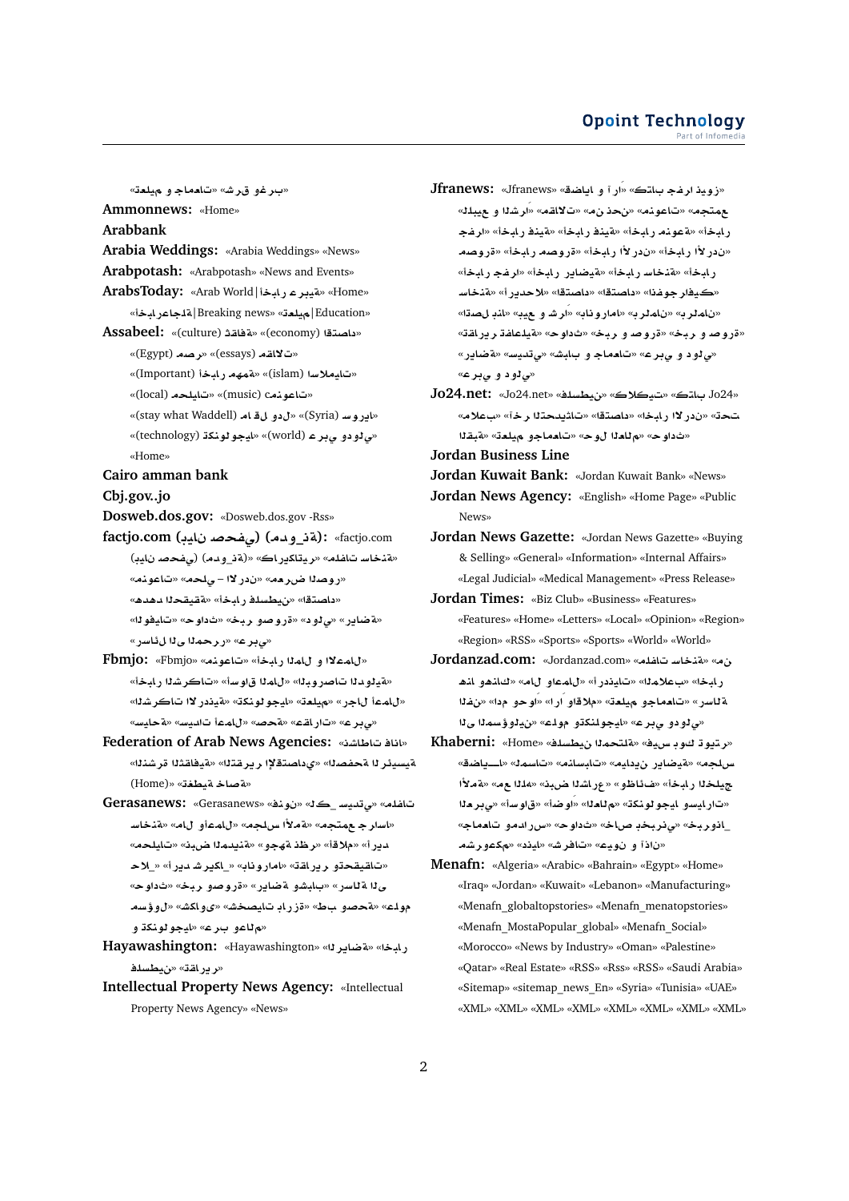«تعليم و جامعات» «شرق وغرب»

**Ammonnews:** «Home»

**Arabbank**

**Arabia Weddings:** «Arabia Weddings» «News»

**Arabpotash:** «Arabpotash» «News and Events»

**ArabsToday:** «Arab World|أخبار عربية» «Home» «أخبار عاجلة|Breaking news» «تعليم|Education»

**Assabeel:** «اقتصاد (economy)» «ثقافة (culture)» «مقالات (essays)» «مصر (Egypt)» «إسلاميات (islam)» «أخبار مهمة (Important)» «منوعات (music)» «محليات (local)» «سوريا (Syria)» «ما قل ودل (stay what Waddell)» «عربي ودولي (world)» «تكنولوجيا (technology)» «Home»

**Cairo amman bank**

**Cbj.gov..jo**

**Dosweb.dos.gov:** «Dosweb.dos.gov -Rss»

**factjo.com (بيان صحفي) (مدونة):** «factjo.com» «كاريكاتير» «(مدونة) (بيان صحفي)» «مقالات ساخنة» «منوعات» «محلي – الأردن» «مرصد الصور» «هدهد الحقيقة» «أخبار فلسطين» «اقتصاد» «الوفيات» «حوادث» «خبر وصورة» «دولي» «رياضة» «عربي» «رسائل إلى المحرر»

**Fbmjo:** «Fbmjo» «منوعات» «أخبار المال و الأعمال» «أخبار الشركات» «أسواق المال» «البورصات الدولية» «الشركات الأردنية» «تكنولوجيا» «تعليم» «رجال أعمال» «عقارات» «صحة» «سيدات أعمال» «سياحة» «عربي»

**Federation of Arab News Agencies:** «نشاطات فانا» «النشرة الثقافية» «التقرير الإقتصادي» «الصفحة الرئيسية» «تغطية خاصة» (Home)»

**Gerasanews:** «Gerasanews» «نفوذ» «كل_سيدتي» «ملفات ساخنة» «مال وأعمال» «مجلس الأمة» «مجتمع جراسا» «محليات» «بنض المدينة» «وجهة نظر» «أقلام» «أبرز الحدث_» «أبرز الشريك_» «بانوراما» «تقارير وتحقيقات» «حوادث» «خبر وصورة» «رياضة وشباب» «رسالة إلى المسؤول» «شكاوي» «شخصيات بارزة» «خط مصحح» «علوم وتكنولوجيا» «عرب وعالم»

**Hayawashington:** «Hayawashington» «الرياضة» «أخبار فلسطين» «تقارير»

**Intellectual Property News Agency:** «Intellectual Property News Agency» «News»

**Jfranews:** «Jfranews» «قضايا و آراء» «كتاب جفرا ويوز» «البيع و الشراء» «مقالات» «من نحن» «منوعات» «مجتمع جفرا» «أخبار فنية» «أخبار فنية» «أخبار منوعة» «صور وأخبار» «أخبار الأردن» «أخبار الأردن» «أخبار جفرا» «أخبار رياضية» «أخبار ساخنة» «أخبار جفرافيك» «أحداث» «استفتاء» «استفتاء» «ساخنة» «اتصل بنا» «بيع و شراء» «بانوراما» «برلمان» «برلمان» «تقارير عاجلة» «حوادث» «خبر و صورة» «خبر و صورة» «رياضة» «سيدتي» «شباب و جامعات» «عربي و دولي» «عربي و دولي»

**Jo24.net:** «Jo24.net» «فلسطينيات» «كلاكيتي» «كتاب Jo24» «إعلانات» «آخر التحديثات» «اقتصاد» «اخبار الاردن» «تحت القبة» «تعليم وجامعات» «حول العالم» «حوادث»

**Jordan Business Line**

**Jordan Kuwait Bank:** «Jordan Kuwait Bank» «News»

**Jordan News Agency:** «English» «Home Page» «Public News»

**Jordan News Gazette:** «Jordan News Gazette» «Buying & Selling» «General» «Information» «Internal Affairs» «Legal Judicial» «Medical Management» «Press Release»

**Jordan Times:** «Biz Club» «Business» «Features» «Features» «Home» «Letters» «Local» «Opinion» «Region» «Region» «RSS» «Sports» «Sports» «World» «World»

**Jordanzad.com:** «Jordanzad.com» «ملفات ساخنة» «من هنا وهناك» «مال وأعمال» «أسرار ومجالس» «أخبار» «أقلام وآراء» «مدى حوار» «الفن» «رسالة» «تعليم وجامعات» «إلى المسؤولين» «علوم وتكنولوجيا» «عربي ودولي»

**Khaberni:** «Home» «فلسطين المحتلة» «فيس بوك تويتر» «أقتصـــاد» «السموات» «منوعات» «ميديا رياضية» «مجلس الأمة» «عين الله» «نبض الشارع» «وظائف» «أخبار الخليج» «العربي» «أسواق» «أضواء» «العالم» «تكنولوجيا وسيارات» «جامعات ومدارس» «حوادث» «خاص بخبرني» «خبرنا_» «شركات» «شذرات» «عيون وآذان» «مشرعوكم»

**Menafn:** «Algeria» «Arabic» «Bahrain» «Egypt» «Home» «Iraq» «Jordan» «Kuwait» «Lebanon» «Manufacturing» «Menafn_globaltopstories» «Menafn_menatopstories» «Menafn_MostaPopular_global» «Menafn_Social» «Morocco» «News by Industry» «Oman» «Palestine» «Qatar» «Real Estate» «RSS» «Rss» «RSS» «Saudi Arabia» «Sitemap» «sitemap_news_En» «Syria» «Tunisia» «UAE» «XML» «XML» «XML» «XML» «XML» «XML» «XML» «XML»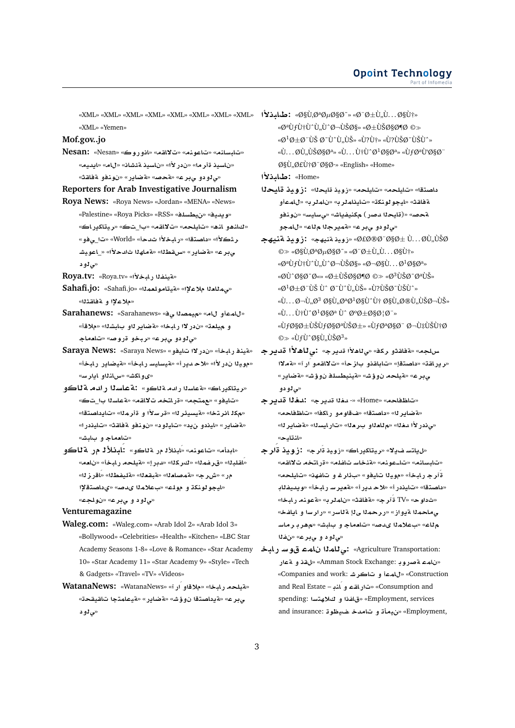«XML» «XML» «XML» «XML» «XML» «XML» «XML» «XML» «XML» «Yemen»

**Mof.gov..jo**

**Nesan:** «Nesan» «كوروناو» «الاقتصاد» «منوعات» «المسابقات» «ميديا» «مال» «نشاطات» «الأردن» «مرأة»

«ثقافة وفنون» «رياضة» «صحة» «عربي ودولي»

**Reporters for Arab Investigative Journalism**

**Roya News:** «Roya News» «Jordan» «MENA» «News» «Palestine» «Roya Picks» «RSS» «فلسطين» «فيديو» «كاريكاتير» «كتاب» «محليات» «الاقتصاد» «هنا والناس» «وفيات» «World» «أحدث الأخبار» «اقتصاد» «الأكثر» «شويعا» «أحداث الساعة» «القطس» «رياضة» «عربي» «دولي»

**Roya.tv:** «Roya.tv» «الأخبار المنفية»

**Sahafi.jo:** «Sahafi.jo» «المعلوماتية» «الإعلام العلمي» «الثقافة والإعلام»

**Sarahanews:** «Sarahanews» «في الصميم» «مال وأعمال» «أقلام» «المشابب» «أخبار الأردن» «رياضة وال تعليم و» «جامعات» «صورة وخبر» «عربي ودولي»

**Saraya News:** «Saraya News» «فيديو» «أخبار الأردن» «فنية» «أخبار رياضية» «أخبار سياسية» «أخبار الدولية» «الأردن اليوم» «سرايا والناس» «كاشاف»

**وكالة مدار الساعة:** «وكالة مدار الساعة» «كاريكاتير» «كتاب الساعة» «مقالات مختارة» «مجتمع» «وفيات» «اقتصاديات» «المرأة و الأسرة» «الترشيسية» «أخبار المحكم» «ارندیات» «ثقافة وفنون» «دوليات» «دين ودنيا» «رياضة» «شباب و جامعات»

**وكالة رم للأنباء:** «وكالة رم للأنباء» «منوعات» «أمدابنا» «المقلات» «المتفرق» «الكرك» «اربد» «أخبار محلية» «عمان» «الزرقاء» «الطفيلة» «العقبة» «العاصمة» «جرش» «رم الاقتصادي» «صدى الاعلام» «تعلم و تكنولوجيا» «جلون» «عربي و دولي»

**Venturemagazine**

**Waleg.com:** «Waleg.com» «Arab Idol 2» «Arab Idol 3» «Bollywood» «Celebrities» «Health» «Kitchen» «LBC Star Academy Seasons 1-8» «Love & Romance» «Star Academy 10» «Star Academy 11» «Star Academy 9» «Style» «Tech & Gadgets» «Travel» «TV» «Videos»

**WatanaNews:** «WatanaNews» «آراء وأقلام» «أخبار محلية» «تحقيقات اجتماعية» «شؤون اقتصادية» «رياضة» «عربي ودولي»

**الأنباط:** «Ø§Ù„Ø£ÙˆÙ„Ù‰» «Ø¨Ø±Ù„Ù…Ø§Ù†» «Ø§Ù„ØªØµØ§Ø¯» «Ø±ÙŠØ§Ø¶Ø©» «Ø¹Ø±Ø¨ÙŠ Ø¯ÙˆÙ„ÙŠ» «Ù?Ù† Ù?ÙŠØ¯ÙŠÙˆ» «Ù…Ù‚Ø§Ù„Ø§Øª» «Ù…Ù†ÙˆØ¹Ø§Øª» «ÙƒØªØ§Ø¨ Ø§Ù„Ø£Ù†Ø¨Ø§Ø·» «English» «Home»

**الأنباط:** «Home»

**الحقيقة دولية:** «الحقيقة دولية» «محليات» «محليات» «اقتصاد» «أعمال وبرلمان» «برلمانيات» «تكنولوجيا» «ثقافة وفنون» «سياسي» «شيافينكم (رصد الحقيقة)» «صحة» «عربي ودولي» «عالم الجريمة» «جمال»

**جهينة نيوز:** «جهينة نيوز» «Ø£Ø®Ø¨Ø§Ø± Ù…ØÙ„ÙŠØ© ©» «Ø§Ù„Ø£Ù‚ØªØµØ§Ø¯» «Ø¨Ø±Ù„Ù…Ø§Ù†» «Ø¬Ø§Ù…Ø¹Ø§Øª» «Ø±ÙŠØ§Ø¶Ø© ©» «Ø³ÙŠØ§Ø­Ø©» «ØªÙˆØ§Ø¬Ø¯» «Ø¹Ø±Ø¨ÙŠ Ùˆ Ø¯ÙˆÙ„ÙŠ» «Ù?ÙŠØ¯ÙŠÙˆ» «Ù…Ø­Ù„ÙŠØ§Øª Ø§Ù„Ù…Ø¨Ø§Ø´Ø±Ø©» «Ù…Ù†ÙˆØ¹Ø§Øª Ùˆ ØºØ±Ø§Ø¦Ø¨» «ÙƒØ§Ø±ÙŠÙƒØ§ØªÙŠØ±» «ÙƒØªØ§Ø¨ Ø¬Ù‡ÙŠÙ†Ø© ©» «ÙƒØ§Ù„ÙŠØ³»

**جريدة الأهالي:** «جريدة الأهالي» «فكر وثقافة» «مجلس الأمة» «آراء ومقالات» «أحزاب ونقابات» «الاقتصاد» «الأخبار» «كاريكاتير» «رياضة» «شؤون فلسطينية» «شؤون محلية» «عربي ودولي»

**جريدة الغد:** «جريدة الغد» -» «Home» «محافظات» «محافظات» «الغد» «اقتصاد» «أفكار ومواقف» «الرياضة» «السيارات» «المرأة والعالم» «الغد الأردني» «تايلاند»

**جراءة نيوز:** «جراءة نيوز» «كاريكاتير» «الا ستفل» «مقالات مختارة» «منوعات» «ملفات ساخنة» «المسابقات» «محليات» «أخبار الدوليات» «فيديو و غرائب» «هنفات و غرائب» «جراءة» «أخبار الاردن» «أخبار عسكرية» «أخبار فيديو» «فيديو بالفيديو» «أخبار منوعة» «برلمان» «ثقافة» «جرأة TV» «حوادث» «رسالة إلى المحرر» «زوايا المحامي» «ساهر برهم» «شباب و جامعات» «صدى الإعلام» «عالم الفن» «عربي ودولي»

**خبر سوق عمان المالي:** «Agriculture Transportation: «نقل و زراعة» «Amman Stock Exchange: بورصة عمان» «Companies and work: شركات و أعمال» «Construction and Real Estate – بناء و عقارات» «Consumption and spending: استهلاك و انفاق» «Employment, services and insurance: توظيف خدمات و تأمين» «Employment,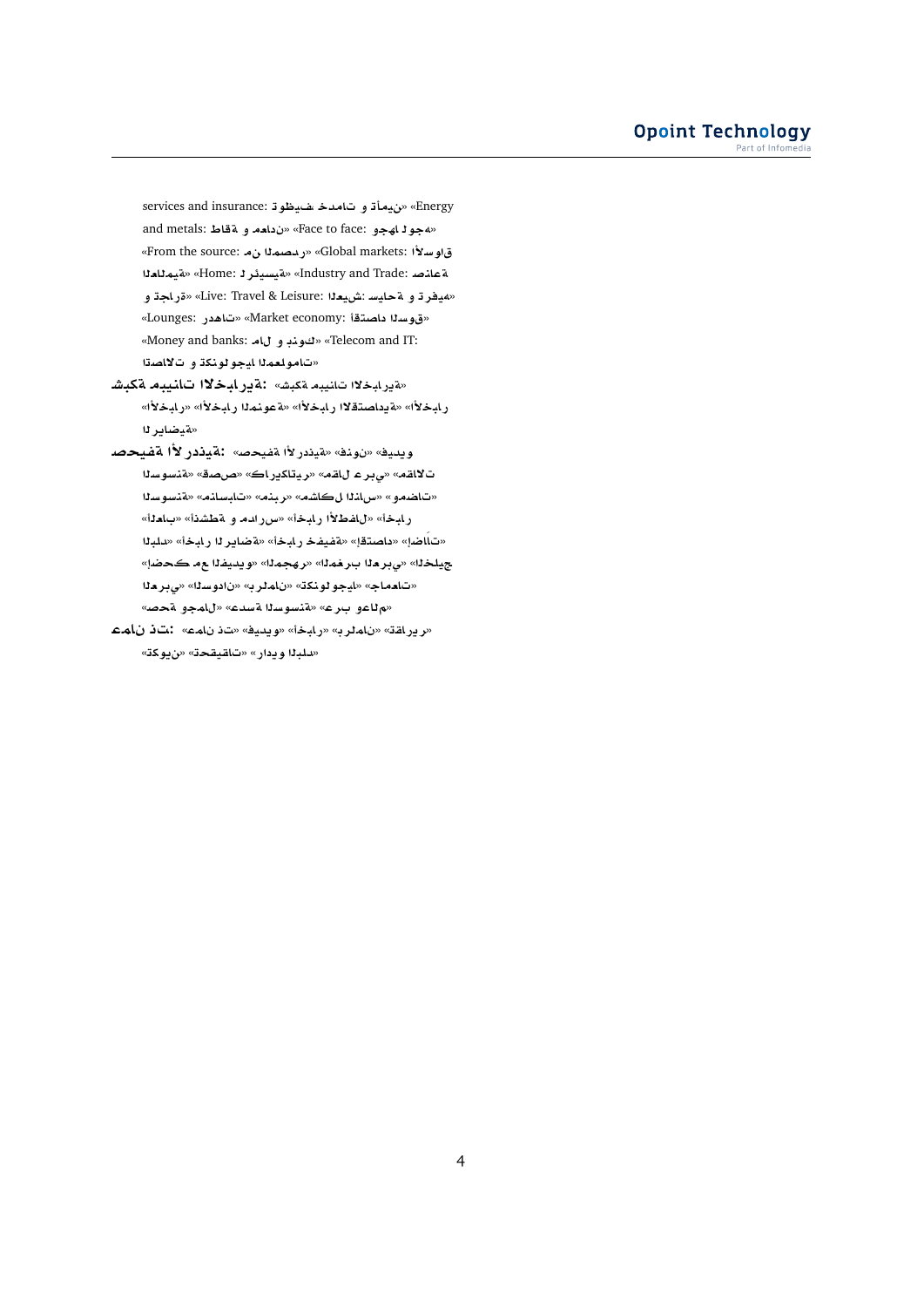«Energy services and insurance: توظيف خدمات و تأمين» «... and metals: طاقة و معادن» «Face to face: وجها لوجه» «From the source: من المصدر» «Global markets: الأسواق العالمية» «Home: لرئيسية» «Industry and Trade: صناعة و تجارة» «Live: Travel & Leisure: العيش: سياحة و ترفيه» «Lounges: ردهات» «Market economy: اقتصاد السوق» «Money and banks: مال و بنوك» «Telecom and IT: اتصالات و تكنولوجيا المعلومات»

**شبكة مبينات الاخبارية:** «شبكة مبينات الاخبارية» «الأخبار» «الأخبار المنوعة» «الأخبار الاقتصادية» «الرياضية»

**صحيفة الأردنية:** «صحيفة الأردنية» «فنون» «فيديو» «مقالات» «عربي ومحلي» «كاريكاتير» «قصص» «السوسنة» «السوسنة» «منبر» «مناسبات» «مشاكل الناس» «ومضات» «أخبار الأطفال» «مدارس و أنشطة» «ألعاب» «أخبار الرياضة» «البلد» «أخبار خفيفة» «إقتصاد» «إضاءات» «إضحك مع الفيديو» «المجهر» «المغرب العربي» «الخليج» «العربي» «السودان» «برلمان» «تكنولوجيا» «جامعات» «صحة وجمال» «عدسة السوسنة» «عرب وعالم»

**عمان نت:** «عمان نت» «فيديو» «أخبار» «برلمان» «تقارير» «تكوين» «تحقيقات» «راديو البلد»